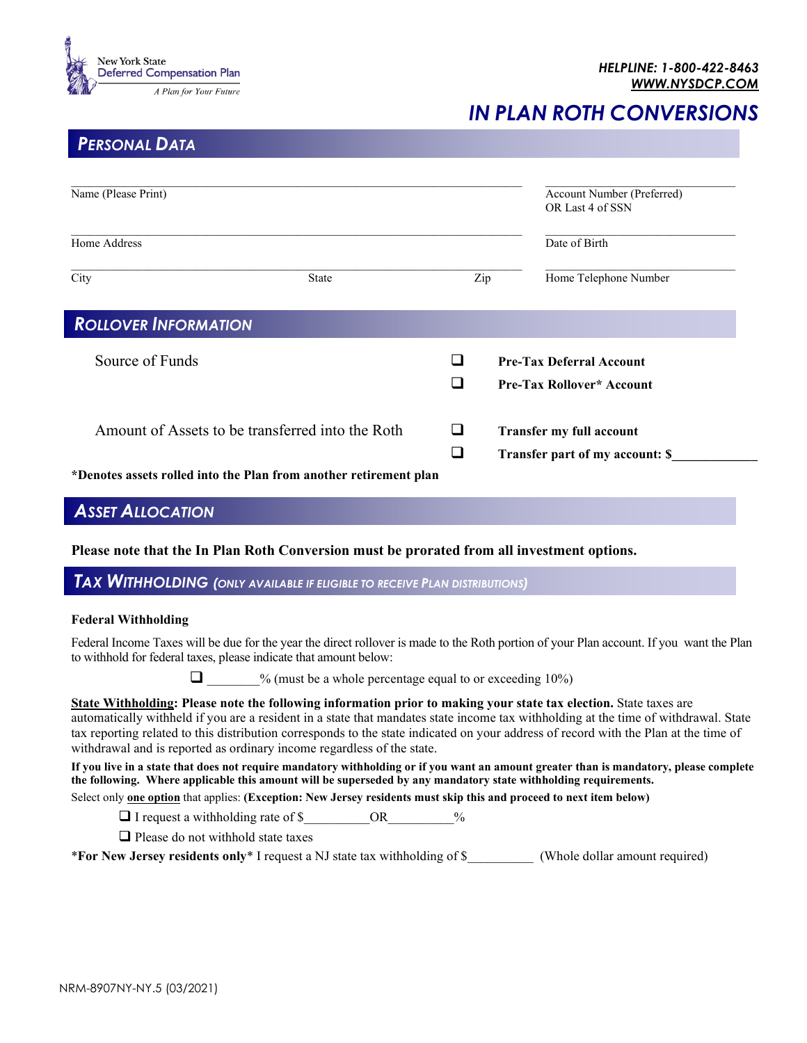New York State Deferred Compensation Plan
*A Plan for Your Future*

***HELPLINE: 1-800-422-8463***
***WWW.NYSDCP.COM***

# *IN PLAN ROTH CONVERSIONS*

## *PERSONAL DATA*

| | |
|---|---|
| Name (Please Print) | Account Number (Preferred) OR Last 4 of SSN |
| Home Address | Date of Birth |
| City &nbsp;&nbsp;&nbsp; State &nbsp;&nbsp;&nbsp; Zip | Home Telephone Number |

## *ROLLOVER INFORMATION*

Source of Funds

- ❑ **Pre-Tax Deferral Account**
- ❑ **Pre-Tax Rollover\* Account**

Amount of Assets to be transferred into the Roth

- ❑ **Transfer my full account**
- ❑ **Transfer part of my account: $____________**

**\*Denotes assets rolled into the Plan from another retirement plan**

## *ASSET ALLOCATION*

**Please note that the In Plan Roth Conversion must be prorated from all investment options.**

## *TAX WITHHOLDING (ONLY AVAILABLE IF ELIGIBLE TO RECEIVE PLAN DISTRIBUTIONS)*

**Federal Withholding**

Federal Income Taxes will be due for the year the direct rollover is made to the Roth portion of your Plan account. If you want the Plan to withhold for federal taxes, please indicate that amount below:

❑ ________% (must be a whole percentage equal to or exceeding 10%)

**State Withholding: Please note the following information prior to making your state tax election.** State taxes are automatically withheld if you are a resident in a state that mandates state income tax withholding at the time of withdrawal. State tax reporting related to this distribution corresponds to the state indicated on your address of record with the Plan at the time of withdrawal and is reported as ordinary income regardless of the state.

**If you live in a state that does not require mandatory withholding or if you want an amount greater than is mandatory, please complete the following. Where applicable this amount will be superseded by any mandatory state withholding requirements.**

Select only **one option** that applies: **(Exception: New Jersey residents must skip this and proceed to next item below)**

- ❑ I request a withholding rate of $__________OR__________%
- ❑ Please do not withhold state taxes

\***For New Jersey residents only**\* I request a NJ state tax withholding of $__________ (Whole dollar amount required)

NRM-8907NY-NY.5 (03/2021)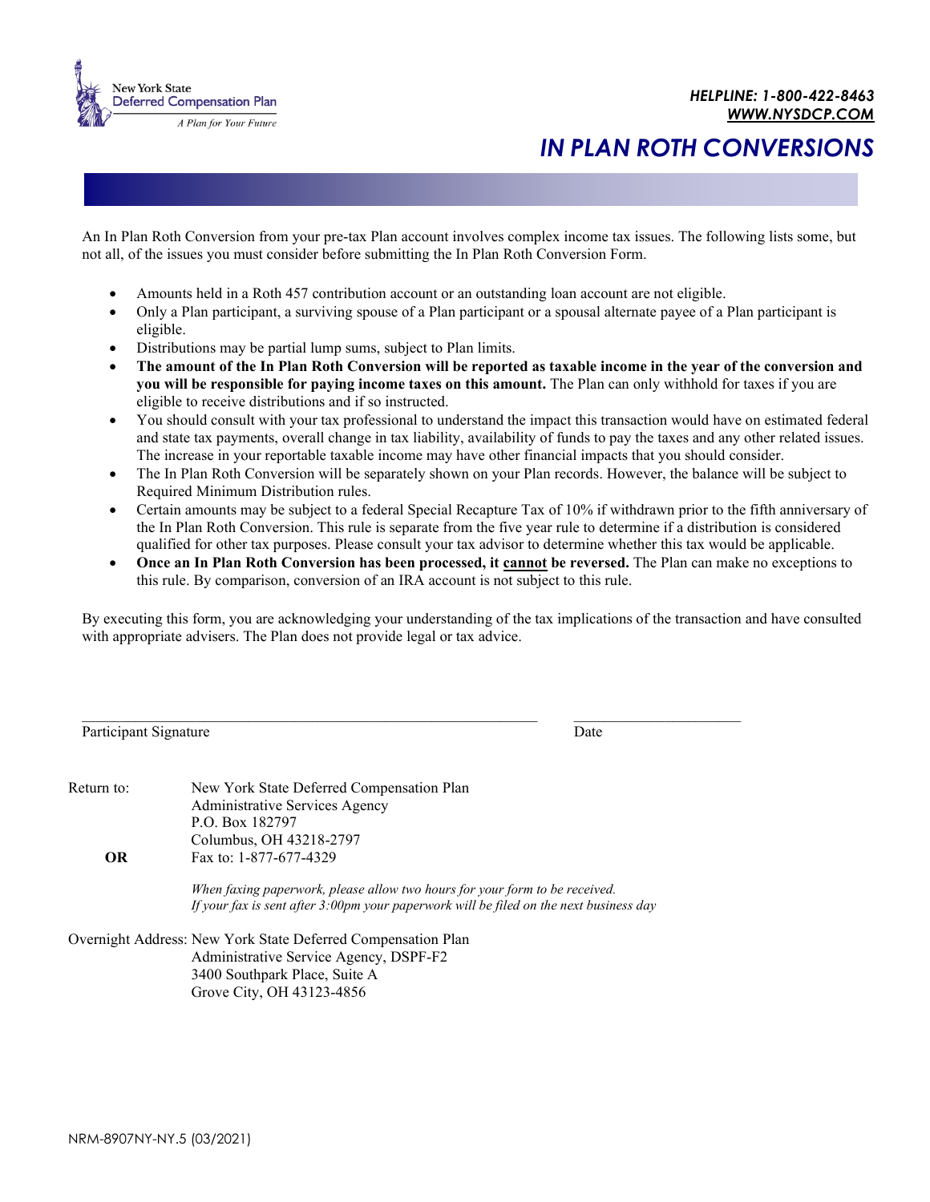New York State
Deferred Compensation Plan
*A Plan for Your Future*

***HELPLINE: 1-800-422-8463***
***[WWW.NYSDCP.COM](http://WWW.NYSDCP.COM)***

# *IN PLAN ROTH CONVERSIONS*

An In Plan Roth Conversion from your pre-tax Plan account involves complex income tax issues. The following lists some, but not all, of the issues you must consider before submitting the In Plan Roth Conversion Form.

- Amounts held in a Roth 457 contribution account or an outstanding loan account are not eligible.
- Only a Plan participant, a surviving spouse of a Plan participant or a spousal alternate payee of a Plan participant is eligible.
- Distributions may be partial lump sums, subject to Plan limits.
- **The amount of the In Plan Roth Conversion will be reported as taxable income in the year of the conversion and you will be responsible for paying income taxes on this amount.** The Plan can only withhold for taxes if you are eligible to receive distributions and if so instructed.
- You should consult with your tax professional to understand the impact this transaction would have on estimated federal and state tax payments, overall change in tax liability, availability of funds to pay the taxes and any other related issues. The increase in your reportable taxable income may have other financial impacts that you should consider.
- The In Plan Roth Conversion will be separately shown on your Plan records. However, the balance will be subject to Required Minimum Distribution rules.
- Certain amounts may be subject to a federal Special Recapture Tax of 10% if withdrawn prior to the fifth anniversary of the In Plan Roth Conversion. This rule is separate from the five year rule to determine if a distribution is considered qualified for other tax purposes. Please consult your tax advisor to determine whether this tax would be applicable.
- **Once an In Plan Roth Conversion has been processed, it <u>cannot</u> be reversed.** The Plan can make no exceptions to this rule. By comparison, conversion of an IRA account is not subject to this rule.

By executing this form, you are acknowledging your understanding of the tax implications of the transaction and have consulted with appropriate advisers. The Plan does not provide legal or tax advice.

\_\_\_\_\_\_\_\_\_\_\_\_\_\_\_\_\_\_\_\_\_\_\_\_\_\_\_\_\_\_\_\_\_\_\_\_\_\_\_\_\_\_\_\_\_\_\_\_\_\_\_\_\_\_\_\_ \_\_\_\_\_\_\_\_\_\_\_\_\_\_\_\_\_\_\_\_\_\_
Participant Signature Date

Return to: New York State Deferred Compensation Plan
Administrative Services Agency
P.O. Box 182797
Columbus, OH 43218-2797

**OR** Fax to: 1-877-677-4329

*When faxing paperwork, please allow two hours for your form to be received.*
*If your fax is sent after 3:00pm your paperwork will be filed on the next business day*

Overnight Address: New York State Deferred Compensation Plan
Administrative Service Agency, DSPF-F2
3400 Southpark Place, Suite A
Grove City, OH 43123-4856

NRM-8907NY-NY.5 (03/2021)